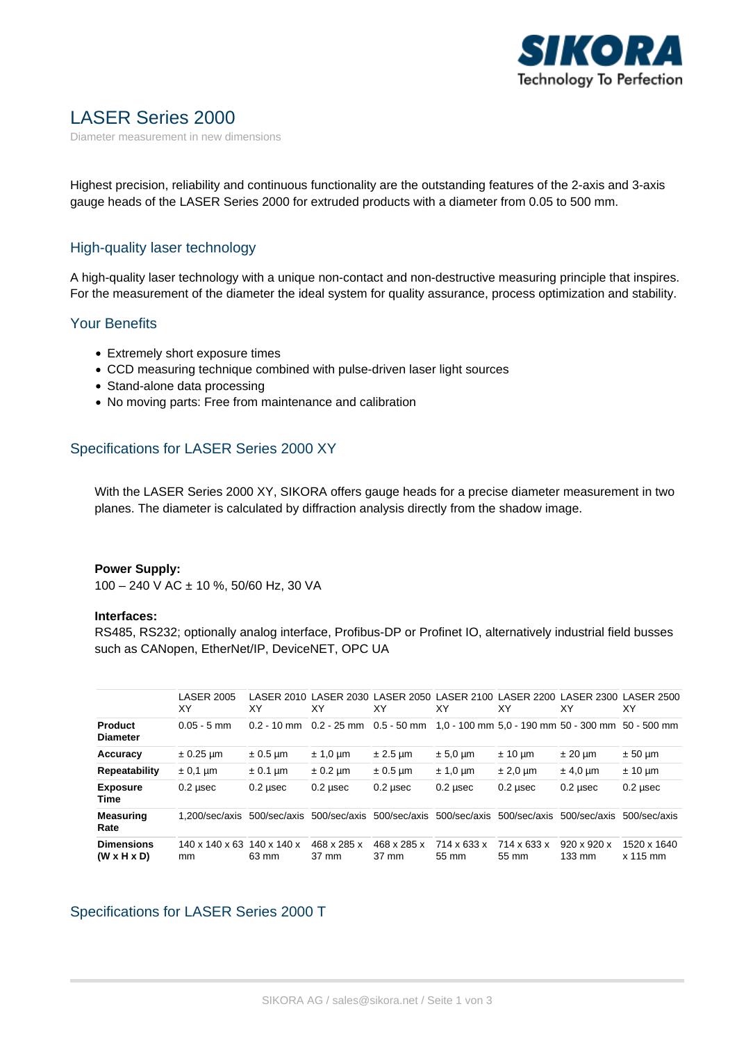# LASER Series 2000

Diameter measurement in new dimensions

Highest precision, reliability and continuous functionality are the outstanding features of the 2-axis and 3-axis gauge heads of the LASER Series 2000 for extruded products with a diameter from 0.05 to 500 mm.

## High-quality laser technology

A high-quality laser technology with a unique non-contact and non-destructive measuring principle that inspires. For the measurement of the diameter the ideal system for quality assurance, process optimization and stability.

## Your Benefits

- Extremely short exposure times
- CCD measuring technique combined with pulse-driven laser light sources
- Stand-alone data processing
- No moving parts: Free from maintenance and calibration

## Specifications for LASER Series 2000 XY

With the LASER Series 2000 XY, SIKORA offers gauge heads for a precise diameter measurement in two planes. The diameter is calculated by diffraction analysis directly from the shadow image.

**Power Supply:**
100 – 240 V AC ± 10 %, 50/60 Hz, 30 VA

**Interfaces:**
RS485, RS232; optionally analog interface, Profibus-DP or Profinet IO, alternatively industrial field busses such as CANopen, EtherNet/IP, DeviceNET, OPC UA

| | LASER 2005 XY | LASER 2010 XY | LASER 2030 XY | LASER 2050 XY | LASER 2100 XY | LASER 2200 XY | LASER 2300 XY | LASER 2500 XY |
|---|---|---|---|---|---|---|---|---|
| **Product Diameter** | 0.05 - 5 mm | 0.2 - 10 mm | 0.2 - 25 mm | 0.5 - 50 mm | 1,0 - 100 mm | 5,0 - 190 mm | 50 - 300 mm | 50 - 500 mm |
| **Accuracy** | ± 0.25 µm | ± 0.5 µm | ± 1,0 µm | ± 2.5 µm | ± 5,0 µm | ± 10 µm | ± 20 µm | ± 50 µm |
| **Repeatability** | ± 0,1 µm | ± 0.1 µm | ± 0.2 µm | ± 0.5 µm | ± 1,0 µm | ± 2,0 µm | ± 4,0 µm | ± 10 µm |
| **Exposure Time** | 0.2 µsec | 0.2 µsec | 0.2 µsec | 0.2 µsec | 0.2 µsec | 0.2 µsec | 0.2 µsec | 0.2 µsec |
| **Measuring Rate** | 1,200/sec/axis | 500/sec/axis | 500/sec/axis | 500/sec/axis | 500/sec/axis | 500/sec/axis | 500/sec/axis | 500/sec/axis |
| **Dimensions (W x H x D)** | 140 x 140 x 63 mm | 140 x 140 x 63 mm | 468 x 285 x 37 mm | 468 x 285 x 37 mm | 714 x 633 x 55 mm | 714 x 633 x 55 mm | 920 x 920 x 133 mm | 1520 x 1640 x 115 mm |

## Specifications for LASER Series 2000 T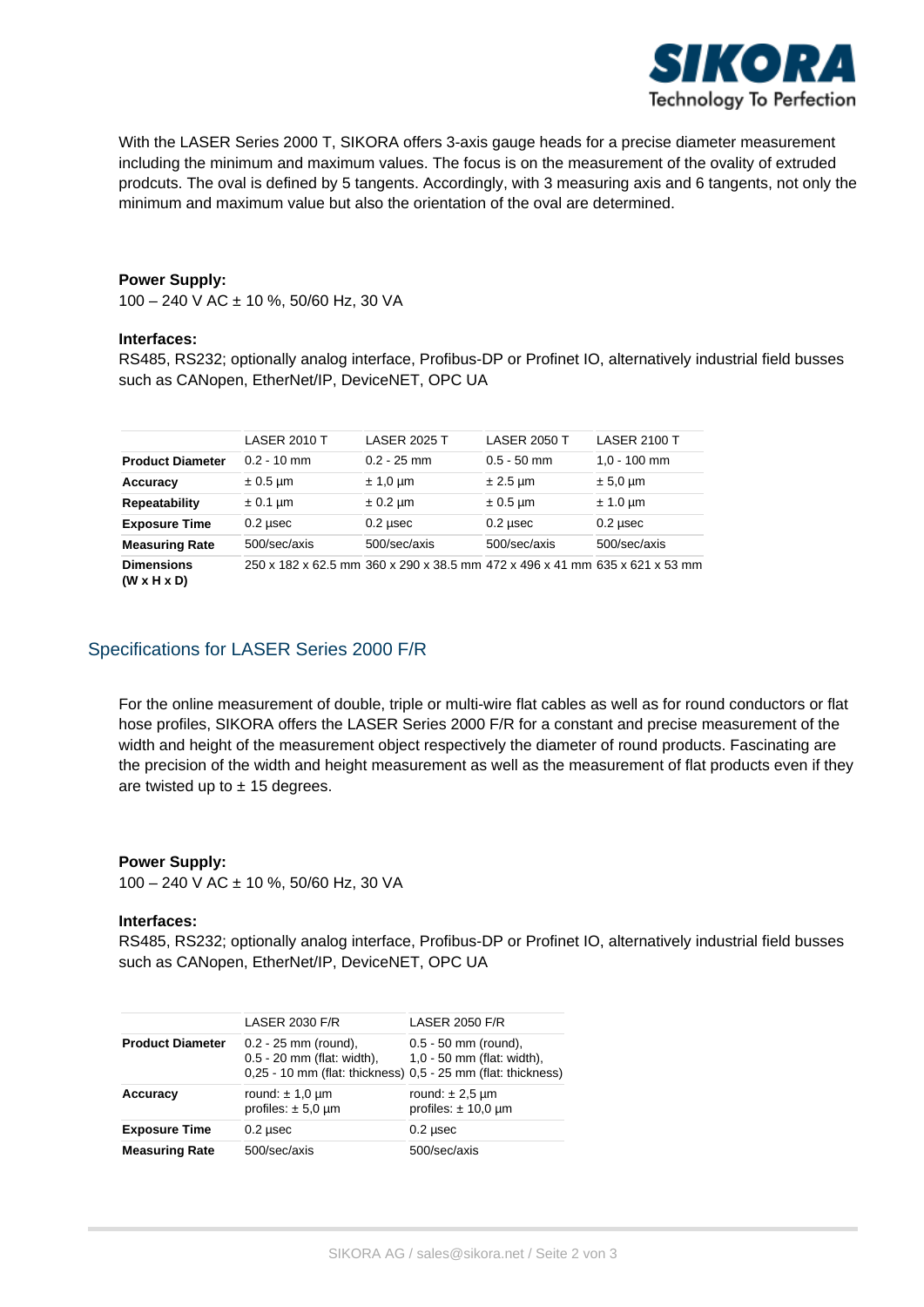With the LASER Series 2000 T, SIKORA offers 3-axis gauge heads for a precise diameter measurement including the minimum and maximum values. The focus is on the measurement of the ovality of extruded prodcuts. The oval is defined by 5 tangents. Accordingly, with 3 measuring axis and 6 tangents, not only the minimum and maximum value but also the orientation of the oval are determined.

**Power Supply:**
100 – 240 V AC ± 10 %, 50/60 Hz, 30 VA

**Interfaces:**
RS485, RS232; optionally analog interface, Profibus-DP or Profinet IO, alternatively industrial field busses such as CANopen, EtherNet/IP, DeviceNET, OPC UA

| | LASER 2010 T | LASER 2025 T | LASER 2050 T | LASER 2100 T |
|---|---|---|---|---|
| **Product Diameter** | 0.2 - 10 mm | 0.2 - 25 mm | 0.5 - 50 mm | 1,0 - 100 mm |
| **Accuracy** | ± 0.5 µm | ± 1,0 µm | ± 2.5 µm | ± 5,0 µm |
| **Repeatability** | ± 0.1 µm | ± 0.2 µm | ± 0.5 µm | ± 1.0 µm |
| **Exposure Time** | 0.2 µsec | 0.2 µsec | 0.2 µsec | 0.2 µsec |
| **Measuring Rate** | 500/sec/axis | 500/sec/axis | 500/sec/axis | 500/sec/axis |
| **Dimensions (W x H x D)** | 250 x 182 x 62.5 mm | 360 x 290 x 38.5 mm | 472 x 496 x 41 mm | 635 x 621 x 53 mm |

## Specifications for LASER Series 2000 F/R

For the online measurement of double, triple or multi-wire flat cables as well as for round conductors or flat hose profiles, SIKORA offers the LASER Series 2000 F/R for a constant and precise measurement of the width and height of the measurement object respectively the diameter of round products. Fascinating are the precision of the width and height measurement as well as the measurement of flat products even if they are twisted up to ± 15 degrees.

**Power Supply:**
100 – 240 V AC ± 10 %, 50/60 Hz, 30 VA

**Interfaces:**
RS485, RS232; optionally analog interface, Profibus-DP or Profinet IO, alternatively industrial field busses such as CANopen, EtherNet/IP, DeviceNET, OPC UA

| | LASER 2030 F/R | LASER 2050 F/R |
|---|---|---|
| **Product Diameter** | 0.2 - 25 mm (round),<br>0.5 - 20 mm (flat: width),<br>0,25 - 10 mm (flat: thickness) | 0.5 - 50 mm (round),<br>1,0 - 50 mm (flat: width),<br>0,5 - 25 mm (flat: thickness) |
| **Accuracy** | round: ± 1,0 µm<br>profiles: ± 5,0 µm | round: ± 2,5 µm<br>profiles: ± 10,0 µm |
| **Exposure Time** | 0.2 µsec | 0.2 µsec |
| **Measuring Rate** | 500/sec/axis | 500/sec/axis |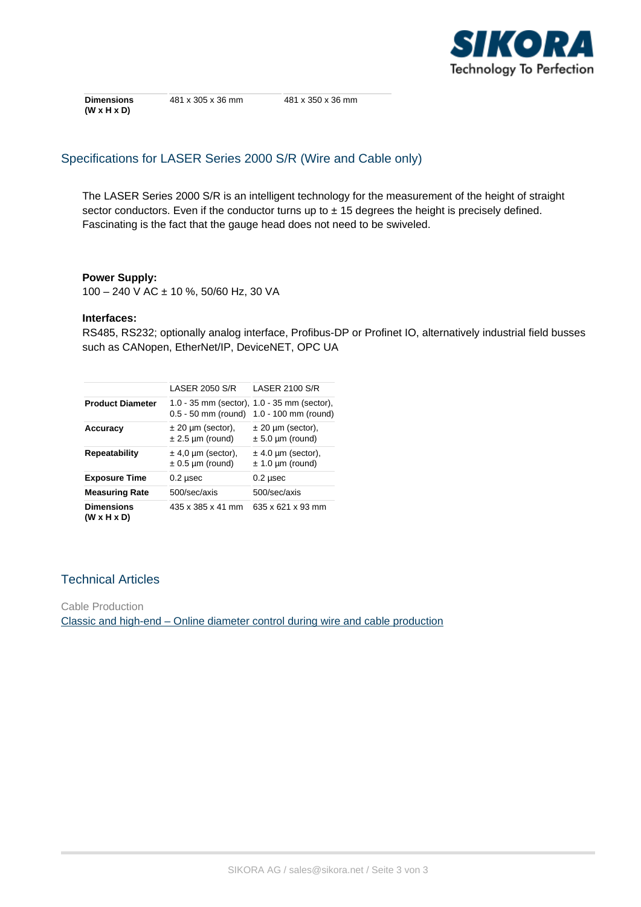| | | |
|---|---|---|
| **Dimensions (W x H x D)** | 481 x 305 x 36 mm | 481 x 350 x 36 mm |

## Specifications for LASER Series 2000 S/R (Wire and Cable only)

The LASER Series 2000 S/R is an intelligent technology for the measurement of the height of straight sector conductors. Even if the conductor turns up to ± 15 degrees the height is precisely defined. Fascinating is the fact that the gauge head does not need to be swiveled.

**Power Supply:**
100 – 240 V AC ± 10 %, 50/60 Hz, 30 VA

**Interfaces:**
RS485, RS232; optionally analog interface, Profibus-DP or Profinet IO, alternatively industrial field busses such as CANopen, EtherNet/IP, DeviceNET, OPC UA

| | LASER 2050 S/R | LASER 2100 S/R |
|---|---|---|
| **Product Diameter** | 1.0 - 35 mm (sector), 0.5 - 50 mm (round) | 1.0 - 35 mm (sector), 1.0 - 100 mm (round) |
| **Accuracy** | ± 20 µm (sector), ± 2.5 µm (round) | ± 20 µm (sector), ± 5.0 µm (round) |
| **Repeatability** | ± 4,0 µm (sector), ± 0.5 µm (round) | ± 4.0 µm (sector), ± 1.0 µm (round) |
| **Exposure Time** | 0.2 µsec | 0.2 µsec |
| **Measuring Rate** | 500/sec/axis | 500/sec/axis |
| **Dimensions (W x H x D)** | 435 x 385 x 41 mm | 635 x 621 x 93 mm |

## Technical Articles

Cable Production

Classic and high-end – Online diameter control during wire and cable production